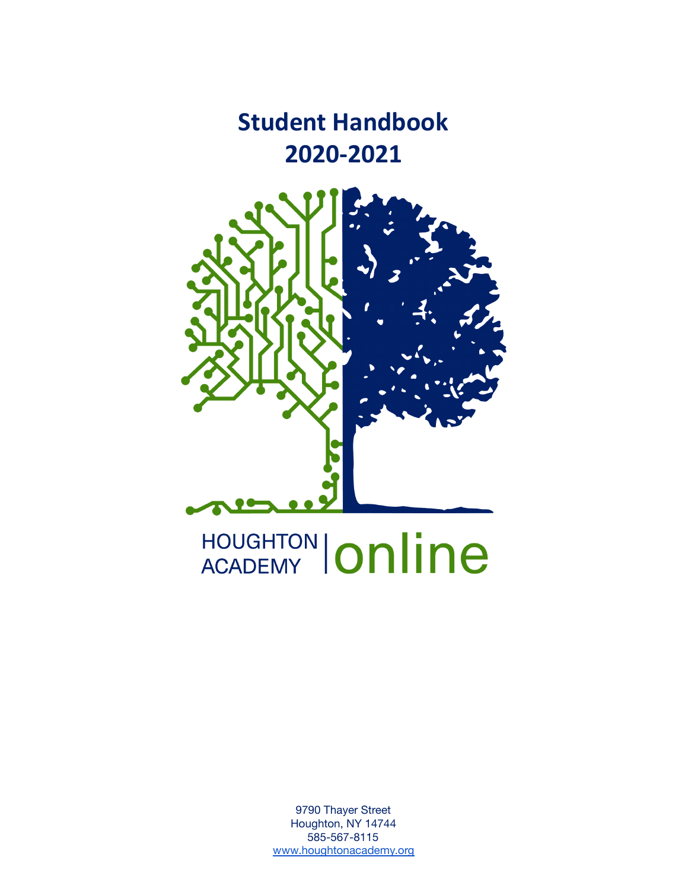# Student Handbook
# 2020-2021

HOUGHTON ACADEMY | online

9790 Thayer Street
Houghton, NY 14744
585-567-8115
www.houghtonacademy.org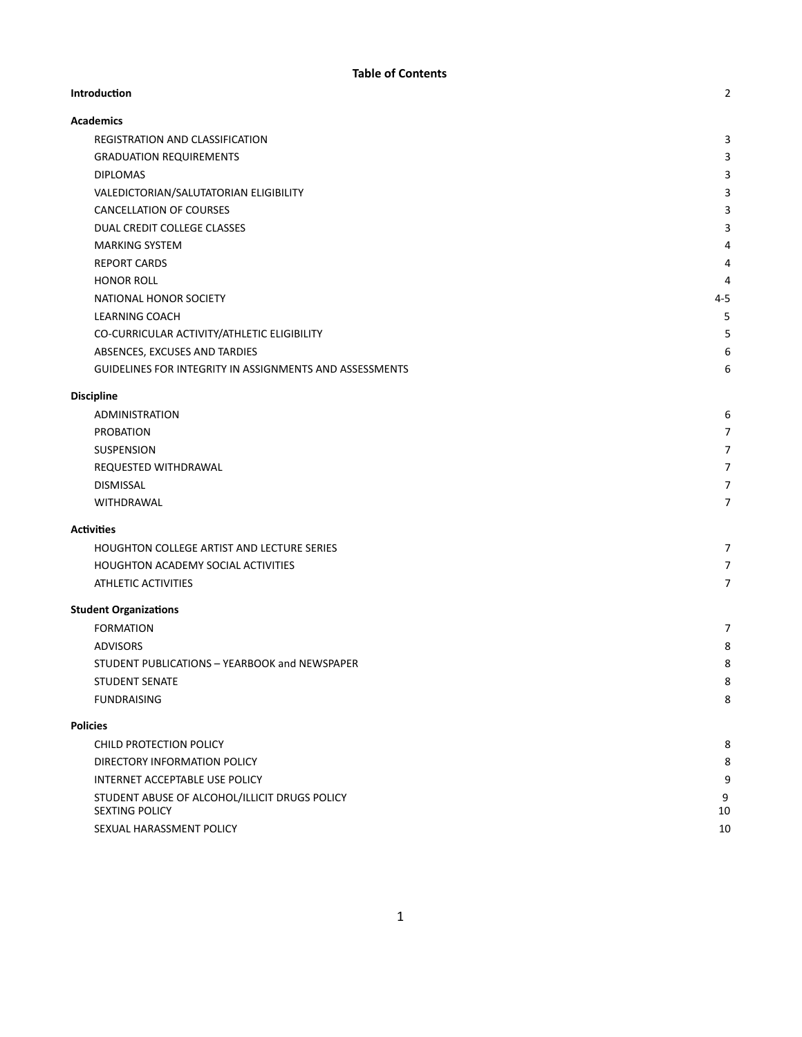# Table of Contents

| Section | Page |
|---|---|
| **Introduction** | 2 |
| **Academics** | |
| REGISTRATION AND CLASSIFICATION | 3 |
| GRADUATION REQUIREMENTS | 3 |
| DIPLOMAS | 3 |
| VALEDICTORIAN/SALUTATORIAN ELIGIBILITY | 3 |
| CANCELLATION OF COURSES | 3 |
| DUAL CREDIT COLLEGE CLASSES | 3 |
| MARKING SYSTEM | 4 |
| REPORT CARDS | 4 |
| HONOR ROLL | 4 |
| NATIONAL HONOR SOCIETY | 4-5 |
| LEARNING COACH | 5 |
| CO-CURRICULAR ACTIVITY/ATHLETIC ELIGIBILITY | 5 |
| ABSENCES, EXCUSES AND TARDIES | 6 |
| GUIDELINES FOR INTEGRITY IN ASSIGNMENTS AND ASSESSMENTS | 6 |
| **Discipline** | |
| ADMINISTRATION | 6 |
| PROBATION | 7 |
| SUSPENSION | 7 |
| REQUESTED WITHDRAWAL | 7 |
| DISMISSAL | 7 |
| WITHDRAWAL | 7 |
| **Activities** | |
| HOUGHTON COLLEGE ARTIST AND LECTURE SERIES | 7 |
| HOUGHTON ACADEMY SOCIAL ACTIVITIES | 7 |
| ATHLETIC ACTIVITIES | 7 |
| **Student Organizations** | |
| FORMATION | 7 |
| ADVISORS | 8 |
| STUDENT PUBLICATIONS – YEARBOOK and NEWSPAPER | 8 |
| STUDENT SENATE | 8 |
| FUNDRAISING | 8 |
| **Policies** | |
| CHILD PROTECTION POLICY | 8 |
| DIRECTORY INFORMATION POLICY | 8 |
| INTERNET ACCEPTABLE USE POLICY | 9 |
| STUDENT ABUSE OF ALCOHOL/ILLICIT DRUGS POLICY | 9 |
| SEXTING POLICY | 10 |
| SEXUAL HARASSMENT POLICY | 10 |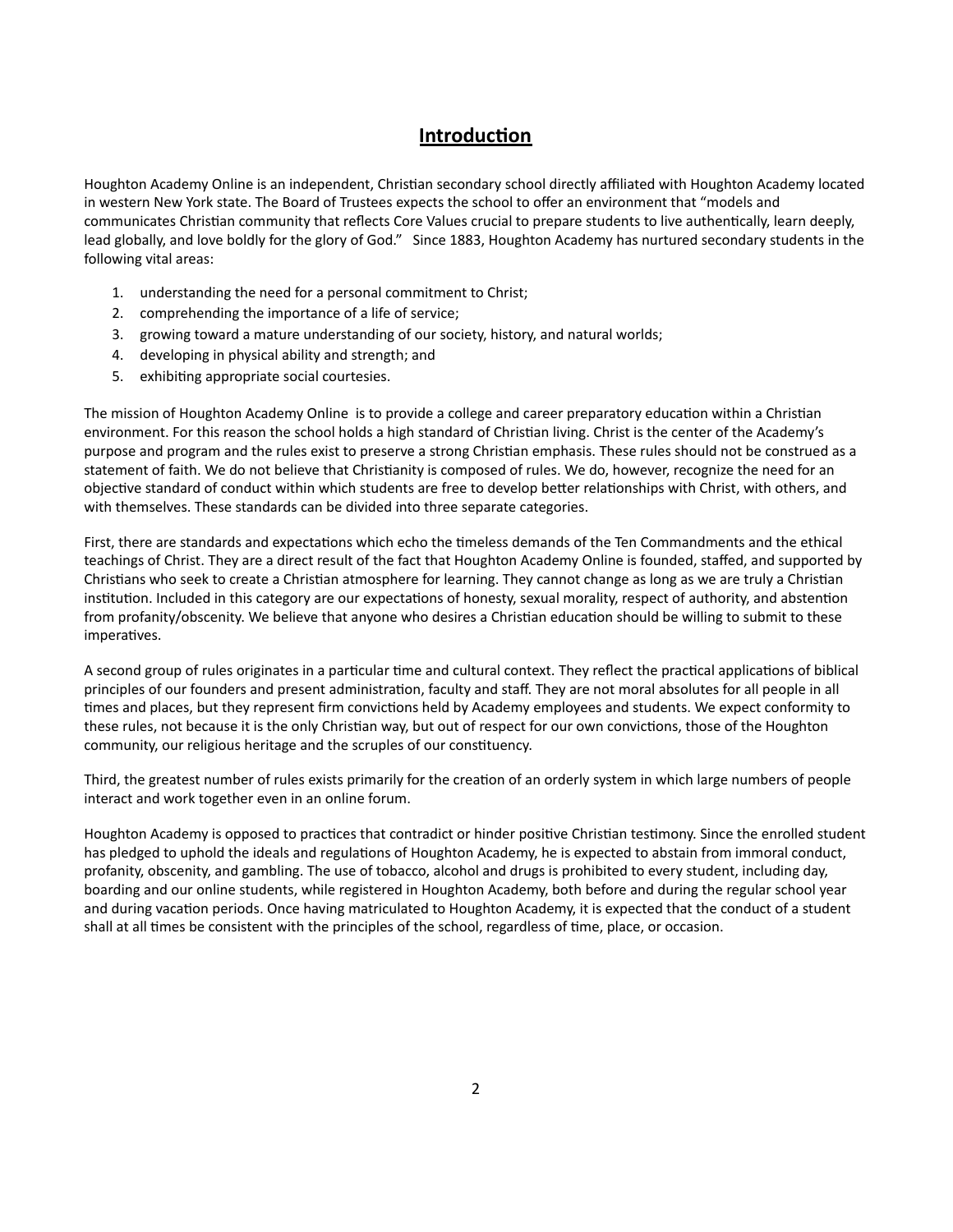## Introduction

Houghton Academy Online is an independent, Christian secondary school directly affiliated with Houghton Academy located in western New York state. The Board of Trustees expects the school to offer an environment that "models and communicates Christian community that reflects Core Values crucial to prepare students to live authentically, learn deeply, lead globally, and love boldly for the glory of God." Since 1883, Houghton Academy has nurtured secondary students in the following vital areas:

1. understanding the need for a personal commitment to Christ;
2. comprehending the importance of a life of service;
3. growing toward a mature understanding of our society, history, and natural worlds;
4. developing in physical ability and strength; and
5. exhibiting appropriate social courtesies.

The mission of Houghton Academy Online is to provide a college and career preparatory education within a Christian environment. For this reason the school holds a high standard of Christian living. Christ is the center of the Academy's purpose and program and the rules exist to preserve a strong Christian emphasis. These rules should not be construed as a statement of faith. We do not believe that Christianity is composed of rules. We do, however, recognize the need for an objective standard of conduct within which students are free to develop better relationships with Christ, with others, and with themselves. These standards can be divided into three separate categories.

First, there are standards and expectations which echo the timeless demands of the Ten Commandments and the ethical teachings of Christ. They are a direct result of the fact that Houghton Academy Online is founded, staffed, and supported by Christians who seek to create a Christian atmosphere for learning. They cannot change as long as we are truly a Christian institution. Included in this category are our expectations of honesty, sexual morality, respect of authority, and abstention from profanity/obscenity. We believe that anyone who desires a Christian education should be willing to submit to these imperatives.

A second group of rules originates in a particular time and cultural context. They reflect the practical applications of biblical principles of our founders and present administration, faculty and staff. They are not moral absolutes for all people in all times and places, but they represent firm convictions held by Academy employees and students. We expect conformity to these rules, not because it is the only Christian way, but out of respect for our own convictions, those of the Houghton community, our religious heritage and the scruples of our constituency.

Third, the greatest number of rules exists primarily for the creation of an orderly system in which large numbers of people interact and work together even in an online forum.

Houghton Academy is opposed to practices that contradict or hinder positive Christian testimony. Since the enrolled student has pledged to uphold the ideals and regulations of Houghton Academy, he is expected to abstain from immoral conduct, profanity, obscenity, and gambling. The use of tobacco, alcohol and drugs is prohibited to every student, including day, boarding and our online students, while registered in Houghton Academy, both before and during the regular school year and during vacation periods. Once having matriculated to Houghton Academy, it is expected that the conduct of a student shall at all times be consistent with the principles of the school, regardless of time, place, or occasion.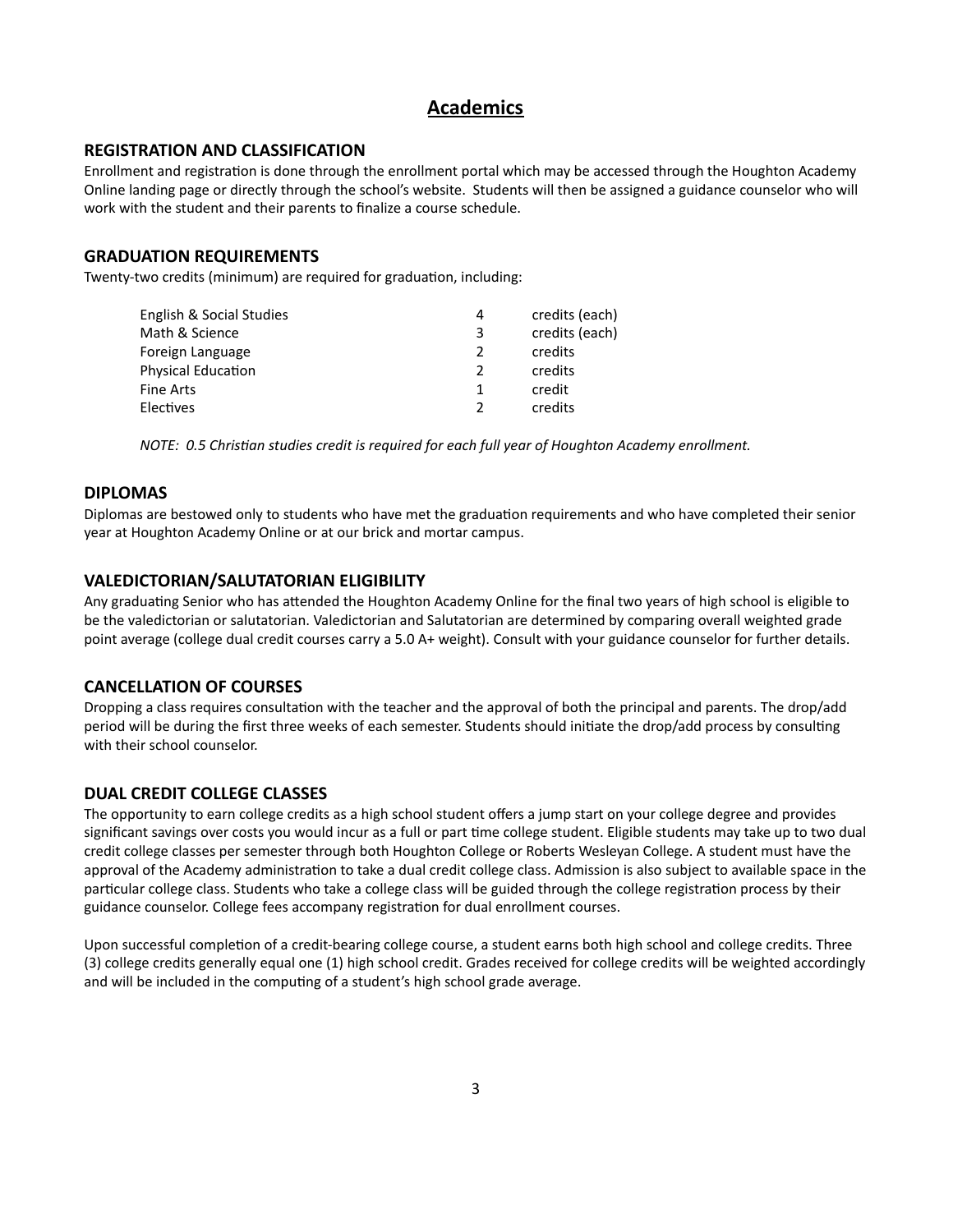# Academics

## REGISTRATION AND CLASSIFICATION

Enrollment and registration is done through the enrollment portal which may be accessed through the Houghton Academy Online landing page or directly through the school's website. Students will then be assigned a guidance counselor who will work with the student and their parents to finalize a course schedule.

## GRADUATION REQUIREMENTS

Twenty-two credits (minimum) are required for graduation, including:

| | | |
|---|---|---|
| English & Social Studies | 4 | credits (each) |
| Math & Science | 3 | credits (each) |
| Foreign Language | 2 | credits |
| Physical Education | 2 | credits |
| Fine Arts | 1 | credit |
| Electives | 2 | credits |

*NOTE: 0.5 Christian studies credit is required for each full year of Houghton Academy enrollment.*

## DIPLOMAS

Diplomas are bestowed only to students who have met the graduation requirements and who have completed their senior year at Houghton Academy Online or at our brick and mortar campus.

## VALEDICTORIAN/SALUTATORIAN ELIGIBILITY

Any graduating Senior who has attended the Houghton Academy Online for the final two years of high school is eligible to be the valedictorian or salutatorian. Valedictorian and Salutatorian are determined by comparing overall weighted grade point average (college dual credit courses carry a 5.0 A+ weight). Consult with your guidance counselor for further details.

## CANCELLATION OF COURSES

Dropping a class requires consultation with the teacher and the approval of both the principal and parents. The drop/add period will be during the first three weeks of each semester. Students should initiate the drop/add process by consulting with their school counselor.

## DUAL CREDIT COLLEGE CLASSES

The opportunity to earn college credits as a high school student offers a jump start on your college degree and provides significant savings over costs you would incur as a full or part time college student. Eligible students may take up to two dual credit college classes per semester through both Houghton College or Roberts Wesleyan College. A student must have the approval of the Academy administration to take a dual credit college class. Admission is also subject to available space in the particular college class. Students who take a college class will be guided through the college registration process by their guidance counselor. College fees accompany registration for dual enrollment courses.

Upon successful completion of a credit-bearing college course, a student earns both high school and college credits. Three (3) college credits generally equal one (1) high school credit. Grades received for college credits will be weighted accordingly and will be included in the computing of a student's high school grade average.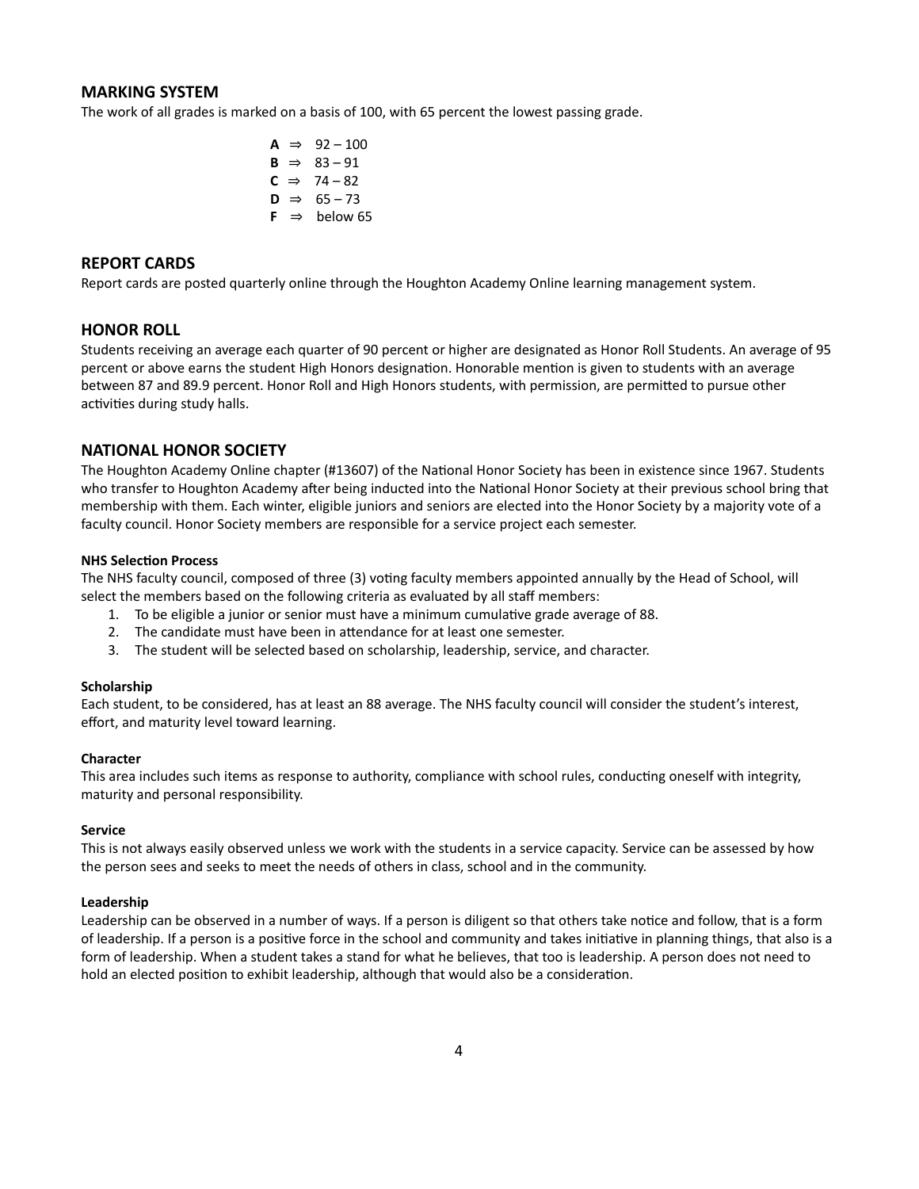## MARKING SYSTEM

The work of all grades is marked on a basis of 100, with 65 percent the lowest passing grade.

**A** ⇒ 92 – 100
**B** ⇒ 83 – 91
**C** ⇒ 74 – 82
**D** ⇒ 65 – 73
**F** ⇒ below 65

## REPORT CARDS

Report cards are posted quarterly online through the Houghton Academy Online learning management system.

## HONOR ROLL

Students receiving an average each quarter of 90 percent or higher are designated as Honor Roll Students. An average of 95 percent or above earns the student High Honors designation. Honorable mention is given to students with an average between 87 and 89.9 percent. Honor Roll and High Honors students, with permission, are permitted to pursue other activities during study halls.

## NATIONAL HONOR SOCIETY

The Houghton Academy Online chapter (#13607) of the National Honor Society has been in existence since 1967. Students who transfer to Houghton Academy after being inducted into the National Honor Society at their previous school bring that membership with them. Each winter, eligible juniors and seniors are elected into the Honor Society by a majority vote of a faculty council. Honor Society members are responsible for a service project each semester.

#### NHS Selection Process

The NHS faculty council, composed of three (3) voting faculty members appointed annually by the Head of School, will select the members based on the following criteria as evaluated by all staff members:

1. To be eligible a junior or senior must have a minimum cumulative grade average of 88.
2. The candidate must have been in attendance for at least one semester.
3. The student will be selected based on scholarship, leadership, service, and character.

#### Scholarship

Each student, to be considered, has at least an 88 average. The NHS faculty council will consider the student's interest, effort, and maturity level toward learning.

#### Character

This area includes such items as response to authority, compliance with school rules, conducting oneself with integrity, maturity and personal responsibility.

#### Service

This is not always easily observed unless we work with the students in a service capacity. Service can be assessed by how the person sees and seeks to meet the needs of others in class, school and in the community.

#### Leadership

Leadership can be observed in a number of ways. If a person is diligent so that others take notice and follow, that is a form of leadership. If a person is a positive force in the school and community and takes initiative in planning things, that also is a form of leadership. When a student takes a stand for what he believes, that too is leadership. A person does not need to hold an elected position to exhibit leadership, although that would also be a consideration.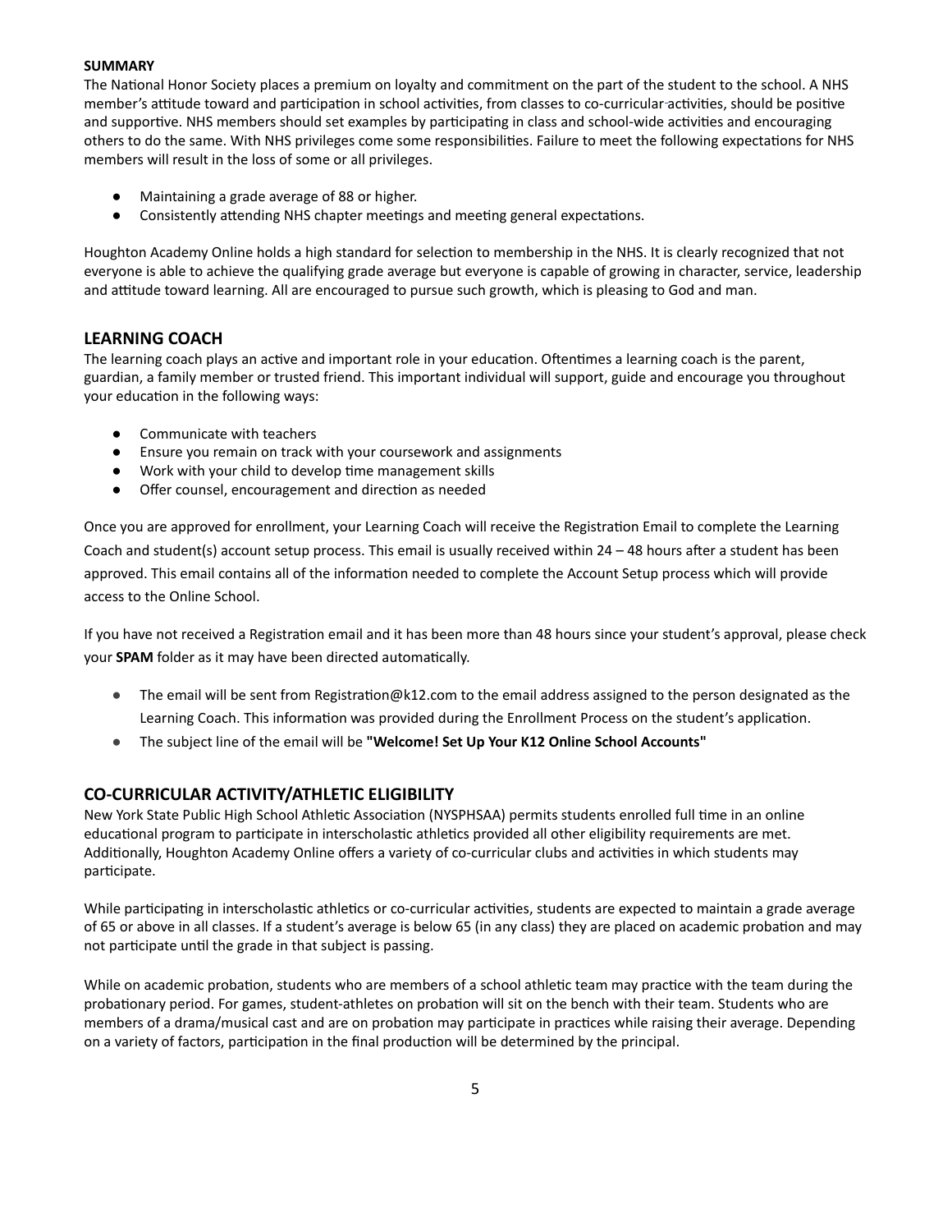**SUMMARY**

The National Honor Society places a premium on loyalty and commitment on the part of the student to the school. A NHS member's attitude toward and participation in school activities, from classes to co-curricular activities, should be positive and supportive. NHS members should set examples by participating in class and school-wide activities and encouraging others to do the same. With NHS privileges come some responsibilities. Failure to meet the following expectations for NHS members will result in the loss of some or all privileges.

- Maintaining a grade average of 88 or higher.
- Consistently attending NHS chapter meetings and meeting general expectations.

Houghton Academy Online holds a high standard for selection to membership in the NHS. It is clearly recognized that not everyone is able to achieve the qualifying grade average but everyone is capable of growing in character, service, leadership and attitude toward learning. All are encouraged to pursue such growth, which is pleasing to God and man.

## LEARNING COACH

The learning coach plays an active and important role in your education. Oftentimes a learning coach is the parent, guardian, a family member or trusted friend. This important individual will support, guide and encourage you throughout your education in the following ways:

- Communicate with teachers
- Ensure you remain on track with your coursework and assignments
- Work with your child to develop time management skills
- Offer counsel, encouragement and direction as needed

Once you are approved for enrollment, your Learning Coach will receive the Registration Email to complete the Learning Coach and student(s) account setup process. This email is usually received within 24 – 48 hours after a student has been approved. This email contains all of the information needed to complete the Account Setup process which will provide access to the Online School.

If you have not received a Registration email and it has been more than 48 hours since your student's approval, please check your **SPAM** folder as it may have been directed automatically.

- The email will be sent from Registration@k12.com to the email address assigned to the person designated as the Learning Coach. This information was provided during the Enrollment Process on the student's application.
- The subject line of the email will be **"Welcome! Set Up Your K12 Online School Accounts"**

## CO-CURRICULAR ACTIVITY/ATHLETIC ELIGIBILITY

New York State Public High School Athletic Association (NYSPHSAA) permits students enrolled full time in an online educational program to participate in interscholastic athletics provided all other eligibility requirements are met. Additionally, Houghton Academy Online offers a variety of co-curricular clubs and activities in which students may participate.

While participating in interscholastic athletics or co-curricular activities, students are expected to maintain a grade average of 65 or above in all classes. If a student's average is below 65 (in any class) they are placed on academic probation and may not participate until the grade in that subject is passing.

While on academic probation, students who are members of a school athletic team may practice with the team during the probationary period. For games, student-athletes on probation will sit on the bench with their team. Students who are members of a drama/musical cast and are on probation may participate in practices while raising their average. Depending on a variety of factors, participation in the final production will be determined by the principal.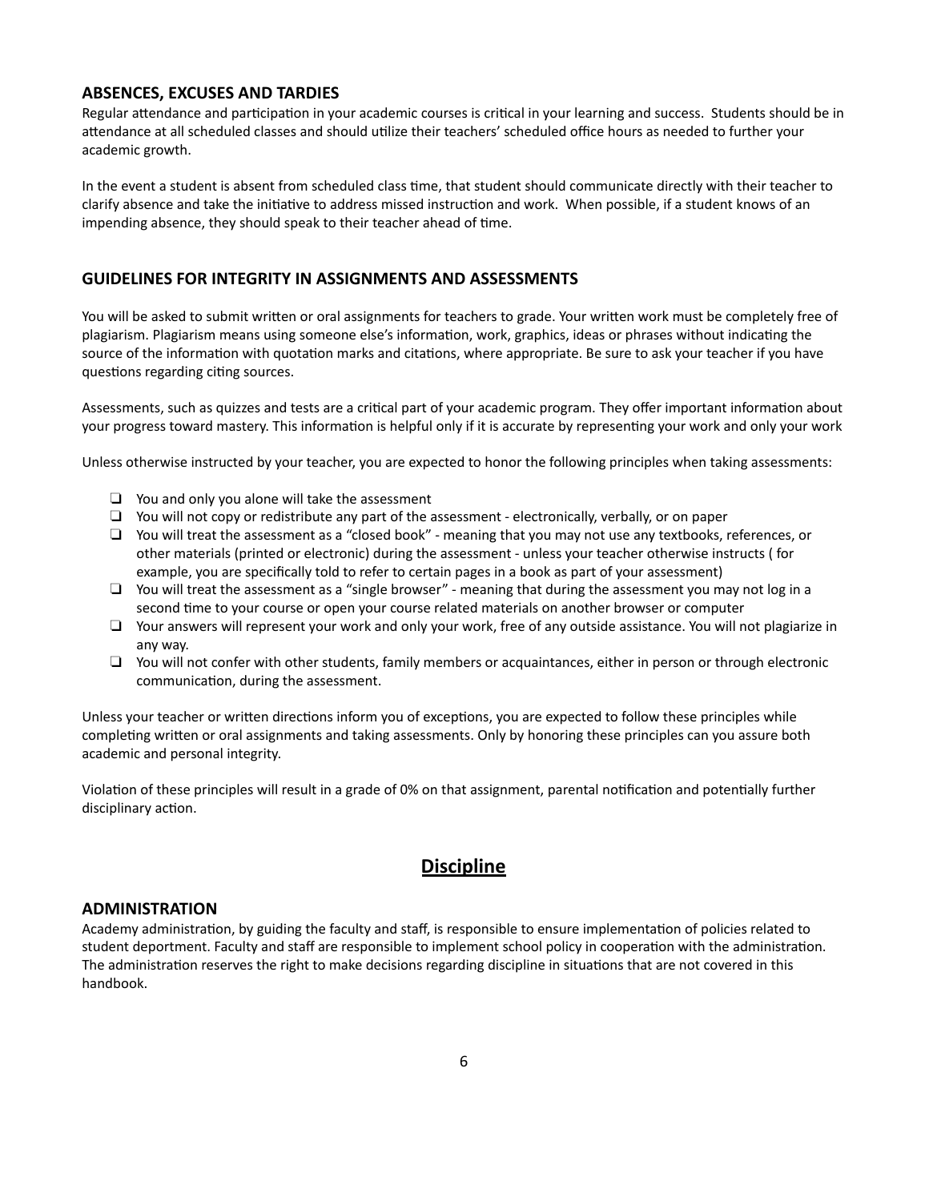### ABSENCES, EXCUSES AND TARDIES

Regular attendance and participation in your academic courses is critical in your learning and success. Students should be in attendance at all scheduled classes and should utilize their teachers' scheduled office hours as needed to further your academic growth.

In the event a student is absent from scheduled class time, that student should communicate directly with their teacher to clarify absence and take the initiative to address missed instruction and work. When possible, if a student knows of an impending absence, they should speak to their teacher ahead of time.

### GUIDELINES FOR INTEGRITY IN ASSIGNMENTS AND ASSESSMENTS

You will be asked to submit written or oral assignments for teachers to grade. Your written work must be completely free of plagiarism. Plagiarism means using someone else's information, work, graphics, ideas or phrases without indicating the source of the information with quotation marks and citations, where appropriate. Be sure to ask your teacher if you have questions regarding citing sources.

Assessments, such as quizzes and tests are a critical part of your academic program. They offer important information about your progress toward mastery. This information is helpful only if it is accurate by representing your work and only your work

Unless otherwise instructed by your teacher, you are expected to honor the following principles when taking assessments:

- ❏ You and only you alone will take the assessment
- ❏ You will not copy or redistribute any part of the assessment - electronically, verbally, or on paper
- ❏ You will treat the assessment as a "closed book" - meaning that you may not use any textbooks, references, or other materials (printed or electronic) during the assessment - unless your teacher otherwise instructs ( for example, you are specifically told to refer to certain pages in a book as part of your assessment)
- ❏ You will treat the assessment as a "single browser" - meaning that during the assessment you may not log in a second time to your course or open your course related materials on another browser or computer
- ❏ Your answers will represent your work and only your work, free of any outside assistance. You will not plagiarize in any way.
- ❏ You will not confer with other students, family members or acquaintances, either in person or through electronic communication, during the assessment.

Unless your teacher or written directions inform you of exceptions, you are expected to follow these principles while completing written or oral assignments and taking assessments. Only by honoring these principles can you assure both academic and personal integrity.

Violation of these principles will result in a grade of 0% on that assignment, parental notification and potentially further disciplinary action.

## Discipline

### ADMINISTRATION

Academy administration, by guiding the faculty and staff, is responsible to ensure implementation of policies related to student deportment. Faculty and staff are responsible to implement school policy in cooperation with the administration. The administration reserves the right to make decisions regarding discipline in situations that are not covered in this handbook.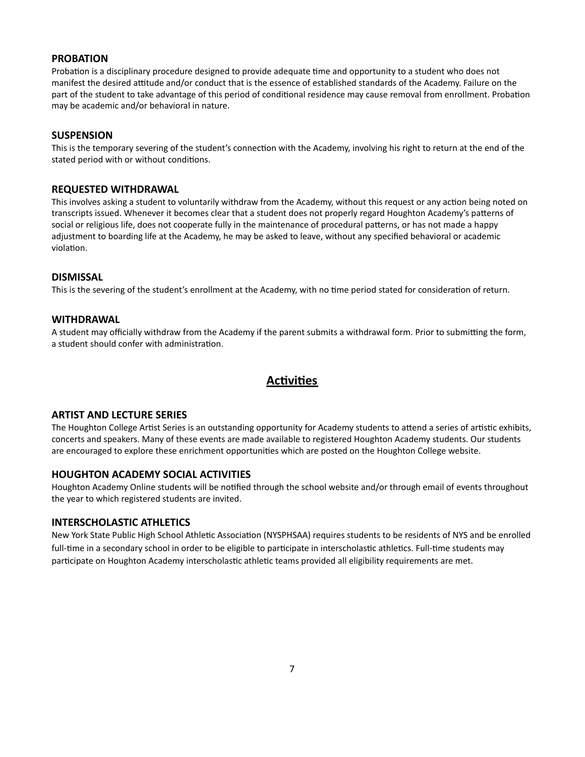### PROBATION

Probation is a disciplinary procedure designed to provide adequate time and opportunity to a student who does not manifest the desired attitude and/or conduct that is the essence of established standards of the Academy. Failure on the part of the student to take advantage of this period of conditional residence may cause removal from enrollment. Probation may be academic and/or behavioral in nature.

### SUSPENSION

This is the temporary severing of the student's connection with the Academy, involving his right to return at the end of the stated period with or without conditions.

### REQUESTED WITHDRAWAL

This involves asking a student to voluntarily withdraw from the Academy, without this request or any action being noted on transcripts issued. Whenever it becomes clear that a student does not properly regard Houghton Academy's patterns of social or religious life, does not cooperate fully in the maintenance of procedural patterns, or has not made a happy adjustment to boarding life at the Academy, he may be asked to leave, without any specified behavioral or academic violation.

### DISMISSAL

This is the severing of the student's enrollment at the Academy, with no time period stated for consideration of return.

### WITHDRAWAL

A student may officially withdraw from the Academy if the parent submits a withdrawal form. Prior to submitting the form, a student should confer with administration.

## Activities

### ARTIST AND LECTURE SERIES

The Houghton College Artist Series is an outstanding opportunity for Academy students to attend a series of artistic exhibits, concerts and speakers. Many of these events are made available to registered Houghton Academy students. Our students are encouraged to explore these enrichment opportunities which are posted on the Houghton College website.

### HOUGHTON ACADEMY SOCIAL ACTIVITIES

Houghton Academy Online students will be notified through the school website and/or through email of events throughout the year to which registered students are invited.

### INTERSCHOLASTIC ATHLETICS

New York State Public High School Athletic Association (NYSPHSAA) requires students to be residents of NYS and be enrolled full-time in a secondary school in order to be eligible to participate in interscholastic athletics. Full-time students may participate on Houghton Academy interscholastic athletic teams provided all eligibility requirements are met.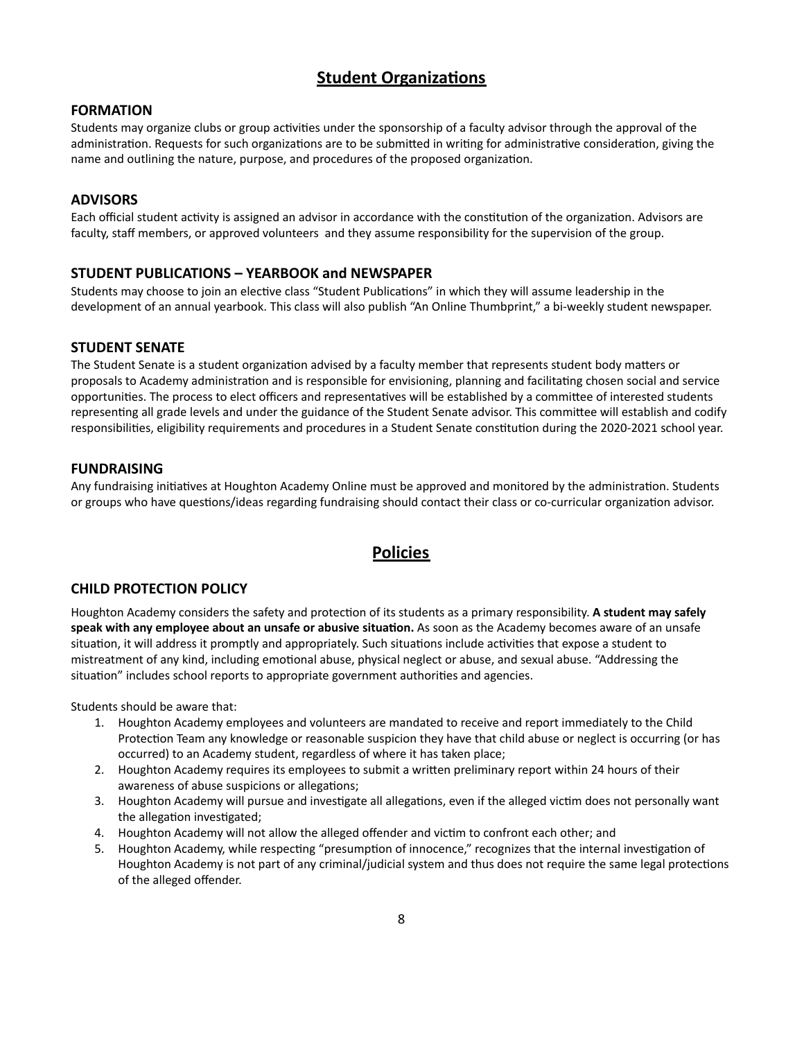## Student Organizations

### FORMATION

Students may organize clubs or group activities under the sponsorship of a faculty advisor through the approval of the administration. Requests for such organizations are to be submitted in writing for administrative consideration, giving the name and outlining the nature, purpose, and procedures of the proposed organization.

### ADVISORS

Each official student activity is assigned an advisor in accordance with the constitution of the organization. Advisors are faculty, staff members, or approved volunteers and they assume responsibility for the supervision of the group.

### STUDENT PUBLICATIONS – YEARBOOK and NEWSPAPER

Students may choose to join an elective class "Student Publications" in which they will assume leadership in the development of an annual yearbook. This class will also publish "An Online Thumbprint," a bi-weekly student newspaper.

### STUDENT SENATE

The Student Senate is a student organization advised by a faculty member that represents student body matters or proposals to Academy administration and is responsible for envisioning, planning and facilitating chosen social and service opportunities. The process to elect officers and representatives will be established by a committee of interested students representing all grade levels and under the guidance of the Student Senate advisor. This committee will establish and codify responsibilities, eligibility requirements and procedures in a Student Senate constitution during the 2020-2021 school year.

### FUNDRAISING

Any fundraising initiatives at Houghton Academy Online must be approved and monitored by the administration. Students or groups who have questions/ideas regarding fundraising should contact their class or co-curricular organization advisor.

## Policies

### CHILD PROTECTION POLICY

Houghton Academy considers the safety and protection of its students as a primary responsibility. **A student may safely speak with any employee about an unsafe or abusive situation.** As soon as the Academy becomes aware of an unsafe situation, it will address it promptly and appropriately. Such situations include activities that expose a student to mistreatment of any kind, including emotional abuse, physical neglect or abuse, and sexual abuse. "Addressing the situation" includes school reports to appropriate government authorities and agencies.

Students should be aware that:

1. Houghton Academy employees and volunteers are mandated to receive and report immediately to the Child Protection Team any knowledge or reasonable suspicion they have that child abuse or neglect is occurring (or has occurred) to an Academy student, regardless of where it has taken place;
2. Houghton Academy requires its employees to submit a written preliminary report within 24 hours of their awareness of abuse suspicions or allegations;
3. Houghton Academy will pursue and investigate all allegations, even if the alleged victim does not personally want the allegation investigated;
4. Houghton Academy will not allow the alleged offender and victim to confront each other; and
5. Houghton Academy, while respecting "presumption of innocence," recognizes that the internal investigation of Houghton Academy is not part of any criminal/judicial system and thus does not require the same legal protections of the alleged offender.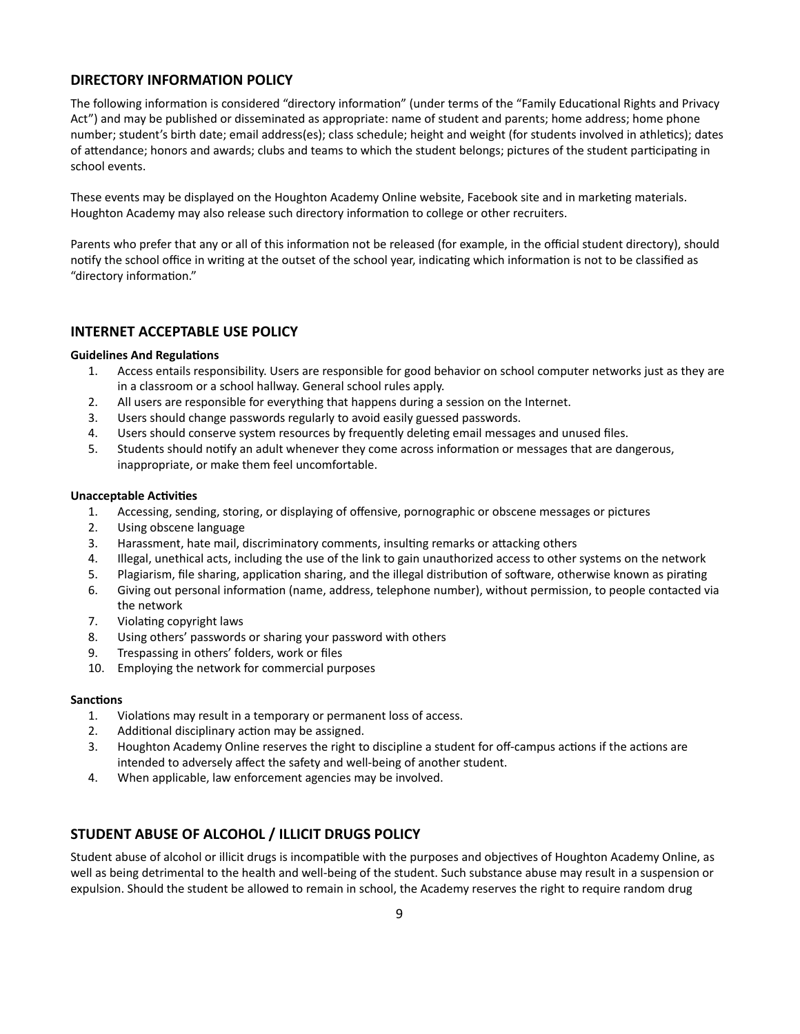## DIRECTORY INFORMATION POLICY

The following information is considered "directory information" (under terms of the "Family Educational Rights and Privacy Act") and may be published or disseminated as appropriate: name of student and parents; home address; home phone number; student's birth date; email address(es); class schedule; height and weight (for students involved in athletics); dates of attendance; honors and awards; clubs and teams to which the student belongs; pictures of the student participating in school events.

These events may be displayed on the Houghton Academy Online website, Facebook site and in marketing materials. Houghton Academy may also release such directory information to college or other recruiters.

Parents who prefer that any or all of this information not be released (for example, in the official student directory), should notify the school office in writing at the outset of the school year, indicating which information is not to be classified as "directory information."

## INTERNET ACCEPTABLE USE POLICY

**Guidelines And Regulations**

1. Access entails responsibility. Users are responsible for good behavior on school computer networks just as they are in a classroom or a school hallway. General school rules apply.
2. All users are responsible for everything that happens during a session on the Internet.
3. Users should change passwords regularly to avoid easily guessed passwords.
4. Users should conserve system resources by frequently deleting email messages and unused files.
5. Students should notify an adult whenever they come across information or messages that are dangerous, inappropriate, or make them feel uncomfortable.

**Unacceptable Activities**

1. Accessing, sending, storing, or displaying of offensive, pornographic or obscene messages or pictures
2. Using obscene language
3. Harassment, hate mail, discriminatory comments, insulting remarks or attacking others
4. Illegal, unethical acts, including the use of the link to gain unauthorized access to other systems on the network
5. Plagiarism, file sharing, application sharing, and the illegal distribution of software, otherwise known as pirating
6. Giving out personal information (name, address, telephone number), without permission, to people contacted via the network
7. Violating copyright laws
8. Using others' passwords or sharing your password with others
9. Trespassing in others' folders, work or files
10. Employing the network for commercial purposes

**Sanctions**

1. Violations may result in a temporary or permanent loss of access.
2. Additional disciplinary action may be assigned.
3. Houghton Academy Online reserves the right to discipline a student for off-campus actions if the actions are intended to adversely affect the safety and well-being of another student.
4. When applicable, law enforcement agencies may be involved.

## STUDENT ABUSE OF ALCOHOL / ILLICIT DRUGS POLICY

Student abuse of alcohol or illicit drugs is incompatible with the purposes and objectives of Houghton Academy Online, as well as being detrimental to the health and well-being of the student. Such substance abuse may result in a suspension or expulsion. Should the student be allowed to remain in school, the Academy reserves the right to require random drug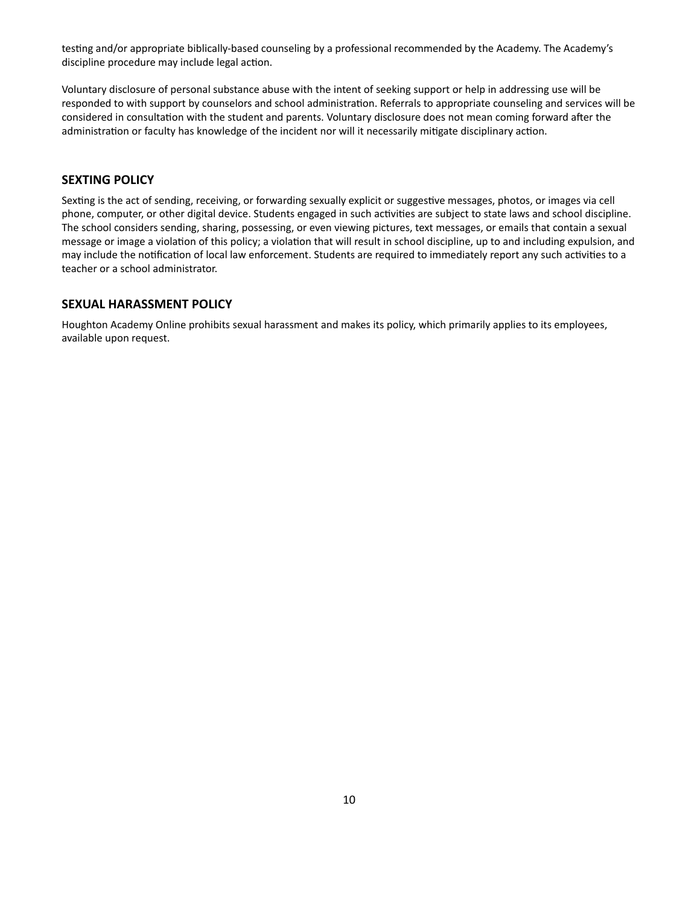testing and/or appropriate biblically-based counseling by a professional recommended by the Academy. The Academy's discipline procedure may include legal action.

Voluntary disclosure of personal substance abuse with the intent of seeking support or help in addressing use will be responded to with support by counselors and school administration. Referrals to appropriate counseling and services will be considered in consultation with the student and parents. Voluntary disclosure does not mean coming forward after the administration or faculty has knowledge of the incident nor will it necessarily mitigate disciplinary action.

## SEXTING POLICY

Sexting is the act of sending, receiving, or forwarding sexually explicit or suggestive messages, photos, or images via cell phone, computer, or other digital device. Students engaged in such activities are subject to state laws and school discipline. The school considers sending, sharing, possessing, or even viewing pictures, text messages, or emails that contain a sexual message or image a violation of this policy; a violation that will result in school discipline, up to and including expulsion, and may include the notification of local law enforcement. Students are required to immediately report any such activities to a teacher or a school administrator.

## SEXUAL HARASSMENT POLICY

Houghton Academy Online prohibits sexual harassment and makes its policy, which primarily applies to its employees, available upon request.